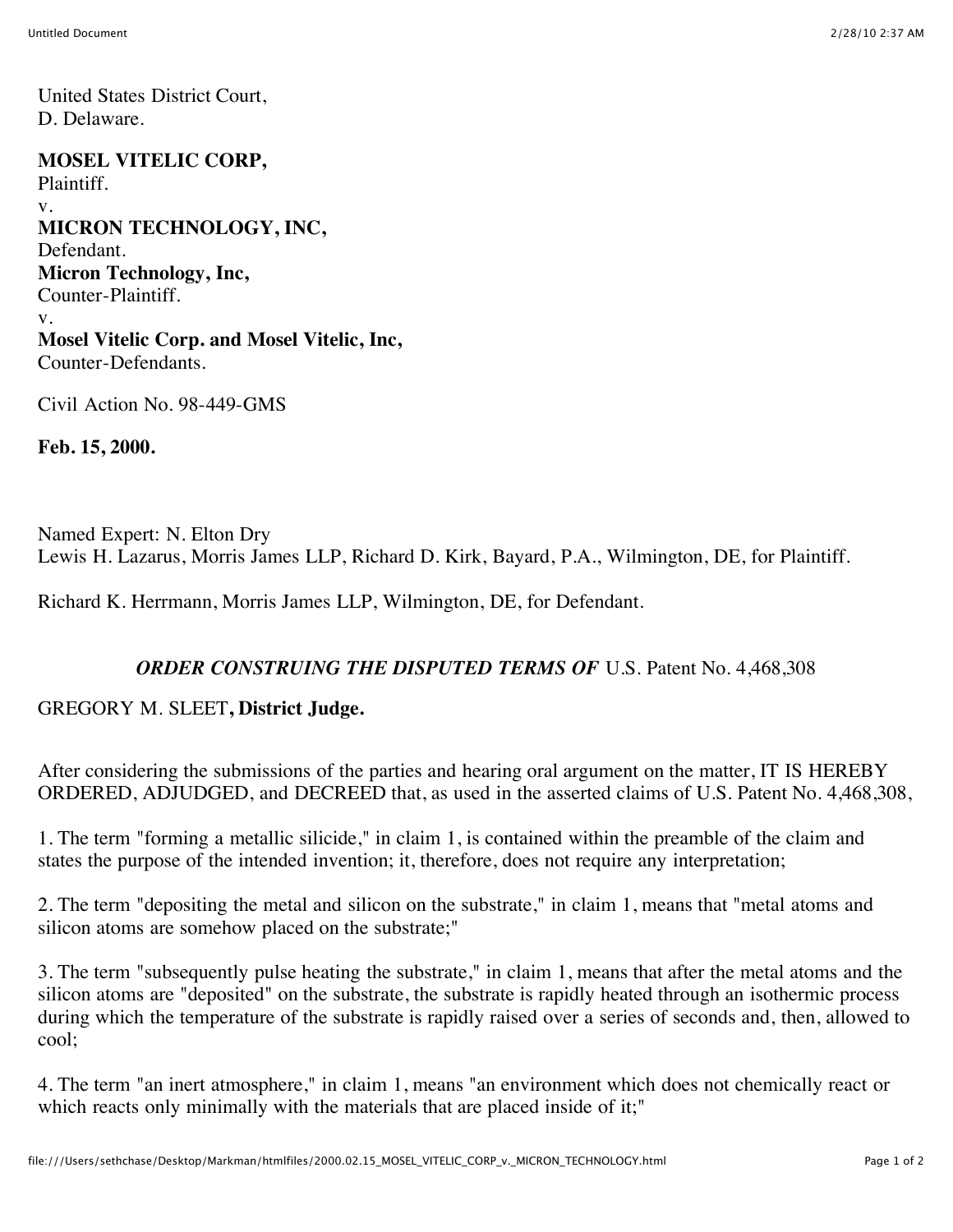United States District Court,
D. Delaware.

**MOSEL VITELIC CORP,**
Plaintiff.
v.
**MICRON TECHNOLOGY, INC,**
Defendant.
**Micron Technology, Inc,**
Counter-Plaintiff.
v.
**Mosel Vitelic Corp. and Mosel Vitelic, Inc,**
Counter-Defendants.

Civil Action No. 98-449-GMS

**Feb. 15, 2000.**

Named Expert: N. Elton Dry
Lewis H. Lazarus, Morris James LLP, Richard D. Kirk, Bayard, P.A., Wilmington, DE, for Plaintiff.

Richard K. Herrmann, Morris James LLP, Wilmington, DE, for Defendant.

***ORDER CONSTRUING THE DISPUTED TERMS OF*** U.S. Patent No. 4,468,308

GREGORY M. SLEET**, District Judge.**

After considering the submissions of the parties and hearing oral argument on the matter, IT IS HEREBY ORDERED, ADJUDGED, and DECREED that, as used in the asserted claims of U.S. Patent No. 4,468,308,

1. The term "forming a metallic silicide," in claim 1, is contained within the preamble of the claim and states the purpose of the intended invention; it, therefore, does not require any interpretation;

2. The term "depositing the metal and silicon on the substrate," in claim 1, means that "metal atoms and silicon atoms are somehow placed on the substrate;"

3. The term "subsequently pulse heating the substrate," in claim 1, means that after the metal atoms and the silicon atoms are "deposited" on the substrate, the substrate is rapidly heated through an isothermic process during which the temperature of the substrate is rapidly raised over a series of seconds and, then, allowed to cool;

4. The term "an inert atmosphere," in claim 1, means "an environment which does not chemically react or which reacts only minimally with the materials that are placed inside of it;"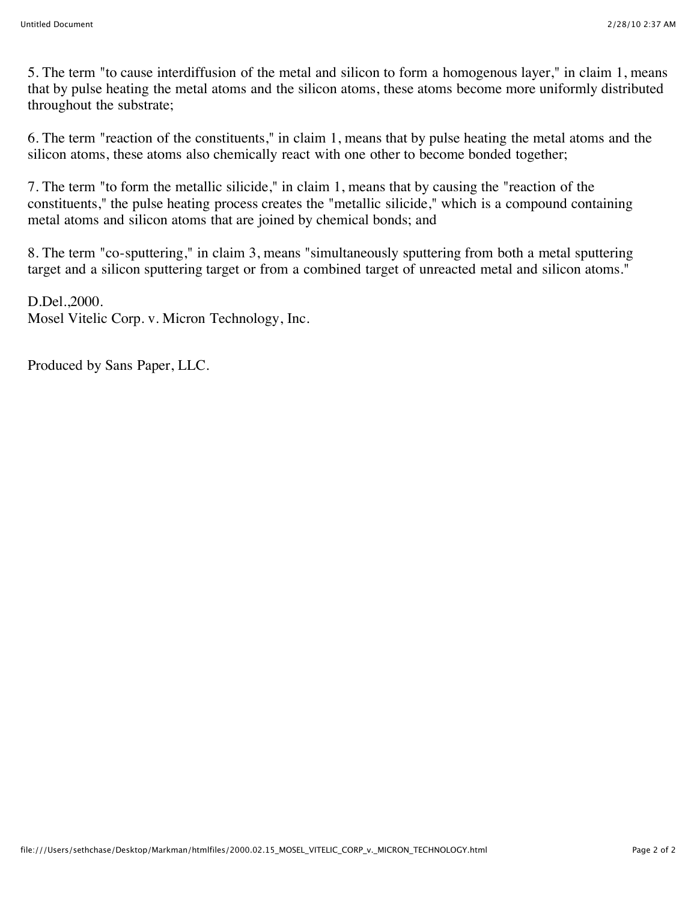5. The term "to cause interdiffusion of the metal and silicon to form a homogenous layer," in claim 1, means that by pulse heating the metal atoms and the silicon atoms, these atoms become more uniformly distributed throughout the substrate;

6. The term "reaction of the constituents," in claim 1, means that by pulse heating the metal atoms and the silicon atoms, these atoms also chemically react with one other to become bonded together;

7. The term "to form the metallic silicide," in claim 1, means that by causing the "reaction of the constituents," the pulse heating process creates the "metallic silicide," which is a compound containing metal atoms and silicon atoms that are joined by chemical bonds; and

8. The term "co-sputtering," in claim 3, means "simultaneously sputtering from both a metal sputtering target and a silicon sputtering target or from a combined target of unreacted metal and silicon atoms."

D.Del.,2000.
Mosel Vitelic Corp. v. Micron Technology, Inc.

Produced by Sans Paper, LLC.